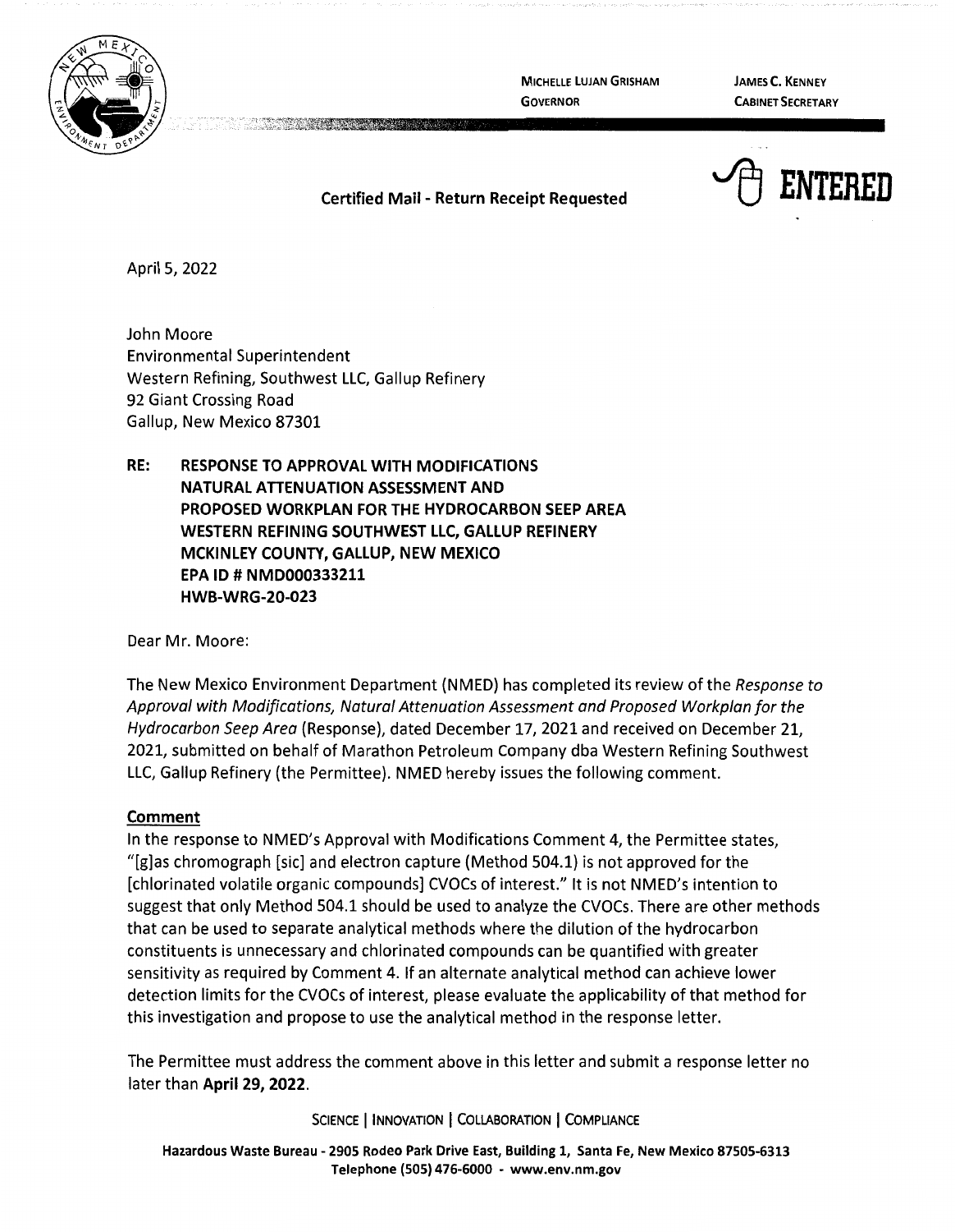MICHELLE LUJAN GRISHAM
GOVERNOR

JAMES C. KENNEY
CABINET SECRETARY

**Certified Mail - Return Receipt Requested**

ENTERED

April 5, 2022

John Moore
Environmental Superintendent
Western Refining, Southwest LLC, Gallup Refinery
92 Giant Crossing Road
Gallup, New Mexico 87301

**RE: RESPONSE TO APPROVAL WITH MODIFICATIONS NATURAL ATTENUATION ASSESSMENT AND PROPOSED WORKPLAN FOR THE HYDROCARBON SEEP AREA WESTERN REFINING SOUTHWEST LLC, GALLUP REFINERY MCKINLEY COUNTY, GALLUP, NEW MEXICO EPA ID # NMD000333211 HWB-WRG-20-023**

Dear Mr. Moore:

The New Mexico Environment Department (NMED) has completed its review of the *Response to Approval with Modifications, Natural Attenuation Assessment and Proposed Workplan for the Hydrocarbon Seep Area* (Response), dated December 17, 2021 and received on December 21, 2021, submitted on behalf of Marathon Petroleum Company dba Western Refining Southwest LLC, Gallup Refinery (the Permittee). NMED hereby issues the following comment.

**Comment**

In the response to NMED's Approval with Modifications Comment 4, the Permittee states, "[g]as chromograph [sic] and electron capture (Method 504.1) is not approved for the [chlorinated volatile organic compounds] CVOCs of interest." It is not NMED's intention to suggest that only Method 504.1 should be used to analyze the CVOCs. There are other methods that can be used to separate analytical methods where the dilution of the hydrocarbon constituents is unnecessary and chlorinated compounds can be quantified with greater sensitivity as required by Comment 4. If an alternate analytical method can achieve lower detection limits for the CVOCs of interest, please evaluate the applicability of that method for this investigation and propose to use the analytical method in the response letter.

The Permittee must address the comment above in this letter and submit a response letter no later than **April 29, 2022**.

SCIENCE | INNOVATION | COLLABORATION | COMPLIANCE

**Hazardous Waste Bureau - 2905 Rodeo Park Drive East, Building 1, Santa Fe, New Mexico 87505-6313**
**Telephone (505) 476-6000 - www.env.nm.gov**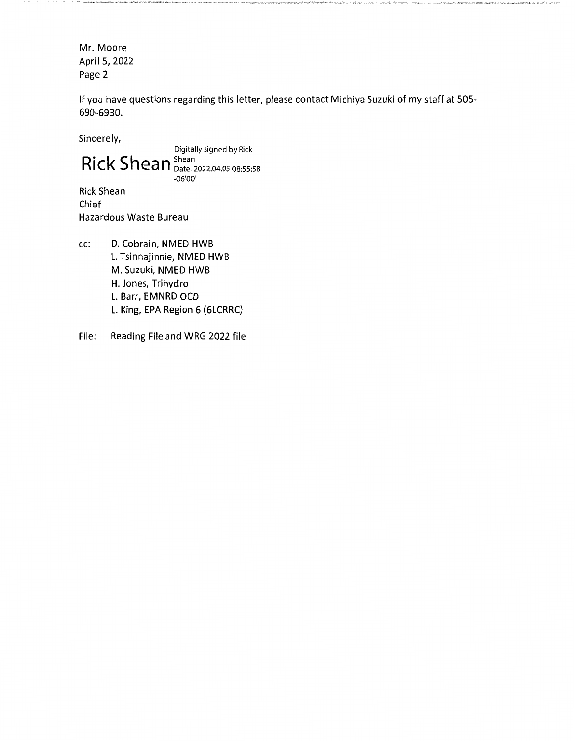Mr. Moore
April 5, 2022
Page 2

If you have questions regarding this letter, please contact Michiya Suzuki of my staff at 505-690-6930.

Sincerely,

Rick Shean Digitally signed by Rick Shean
Date: 2022.04.05 08:55:58 -06'00'

Rick Shean
Chief
Hazardous Waste Bureau

cc: D. Cobrain, NMED HWB
L. Tsinnajinnie, NMED HWB
M. Suzuki, NMED HWB
H. Jones, Trihydro
L. Barr, EMNRD OCD
L. King, EPA Region 6 (6LCRRC)

File: Reading File and WRG 2022 file